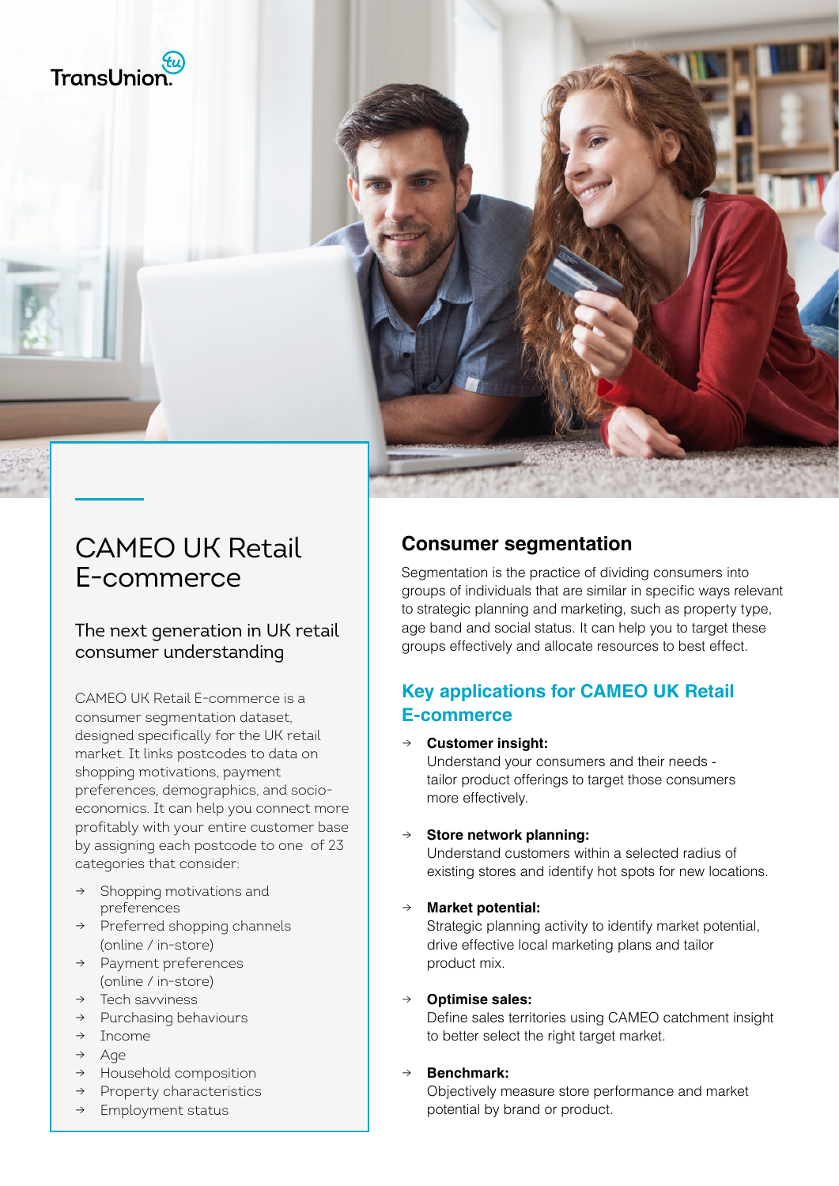TransUnion

# CAMEO UK Retail E-commerce

## The next generation in UK retail consumer understanding

CAMEO UK Retail E-commerce is a consumer segmentation dataset, designed specifically for the UK retail market. It links postcodes to data on shopping motivations, payment preferences, demographics, and socio-economics. It can help you connect more profitably with your entire customer base by assigning each postcode to one of 23 categories that consider:

- Shopping motivations and preferences
- Preferred shopping channels (online / in-store)
- Payment preferences (online / in-store)
- Tech savviness
- Purchasing behaviours
- Income
- Age
- Household composition
- Property characteristics
- Employment status

## Consumer segmentation

Segmentation is the practice of dividing consumers into groups of individuals that are similar in specific ways relevant to strategic planning and marketing, such as property type, age band and social status. It can help you to target these groups effectively and allocate resources to best effect.

## Key applications for CAMEO UK Retail E-commerce

- **Customer insight:** Understand your consumers and their needs - tailor product offerings to target those consumers more effectively.
- **Store network planning:** Understand customers within a selected radius of existing stores and identify hot spots for new locations.
- **Market potential:** Strategic planning activity to identify market potential, drive effective local marketing plans and tailor product mix.
- **Optimise sales:** Define sales territories using CAMEO catchment insight to better select the right target market.
- **Benchmark:** Objectively measure store performance and market potential by brand or product.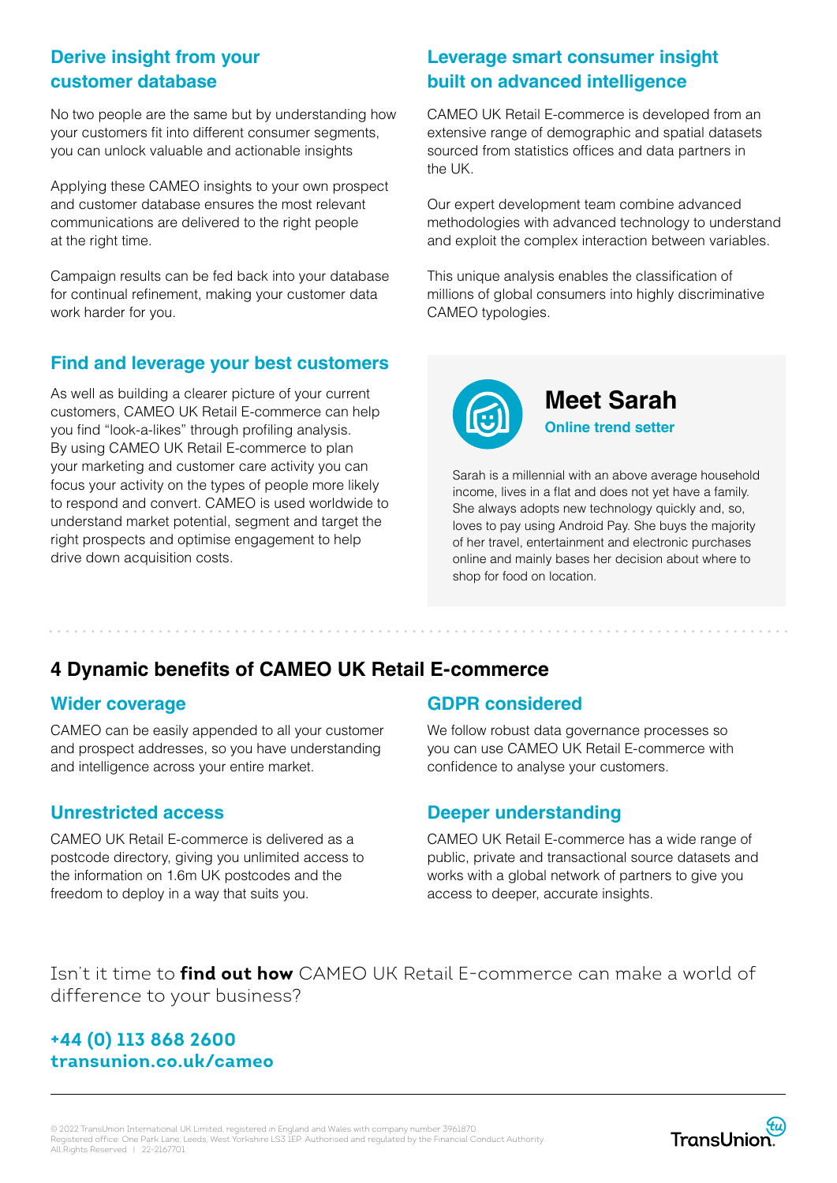## Derive insight from your customer database

No two people are the same but by understanding how your customers fit into different consumer segments, you can unlock valuable and actionable insights

Applying these CAMEO insights to your own prospect and customer database ensures the most relevant communications are delivered to the right people at the right time.

Campaign results can be fed back into your database for continual refinement, making your customer data work harder for you.

## Find and leverage your best customers

As well as building a clearer picture of your current customers, CAMEO UK Retail E-commerce can help you find "look-a-likes" through profiling analysis. By using CAMEO UK Retail E-commerce to plan your marketing and customer care activity you can focus your activity on the types of people more likely to respond and convert. CAMEO is used worldwide to understand market potential, segment and target the right prospects and optimise engagement to help drive down acquisition costs.

## Leverage smart consumer insight built on advanced intelligence

CAMEO UK Retail E-commerce is developed from an extensive range of demographic and spatial datasets sourced from statistics offices and data partners in the UK.

Our expert development team combine advanced methodologies with advanced technology to understand and exploit the complex interaction between variables.

This unique analysis enables the classification of millions of global consumers into highly discriminative CAMEO typologies.

### Meet Sarah

**Online trend setter**

Sarah is a millennial with an above average household income, lives in a flat and does not yet have a family. She always adopts new technology quickly and, so, loves to pay using Android Pay. She buys the majority of her travel, entertainment and electronic purchases online and mainly bases her decision about where to shop for food on location.

## 4 Dynamic benefits of CAMEO UK Retail E-commerce

### Wider coverage

CAMEO can be easily appended to all your customer and prospect addresses, so you have understanding and intelligence across your entire market.

### Unrestricted access

CAMEO UK Retail E-commerce is delivered as a postcode directory, giving you unlimited access to the information on 1.6m UK postcodes and the freedom to deploy in a way that suits you.

### GDPR considered

We follow robust data governance processes so you can use CAMEO UK Retail E-commerce with confidence to analyse your customers.

### Deeper understanding

CAMEO UK Retail E-commerce has a wide range of public, private and transactional source datasets and works with a global network of partners to give you access to deeper, accurate insights.

Isn't it time to **find out how** CAMEO UK Retail E-commerce can make a world of difference to your business?

**+44 (0) 113 868 2600**
**transunion.co.uk/cameo**

© 2022 TransUnion International UK Limited, registered in England and Wales with company number 3961870.
Registered office: One Park Lane, Leeds, West Yorkshire LS3 1EP. Authorised and regulated by the Financial Conduct Authority.
All Rights Reserved | 22-2167701

TransUnion